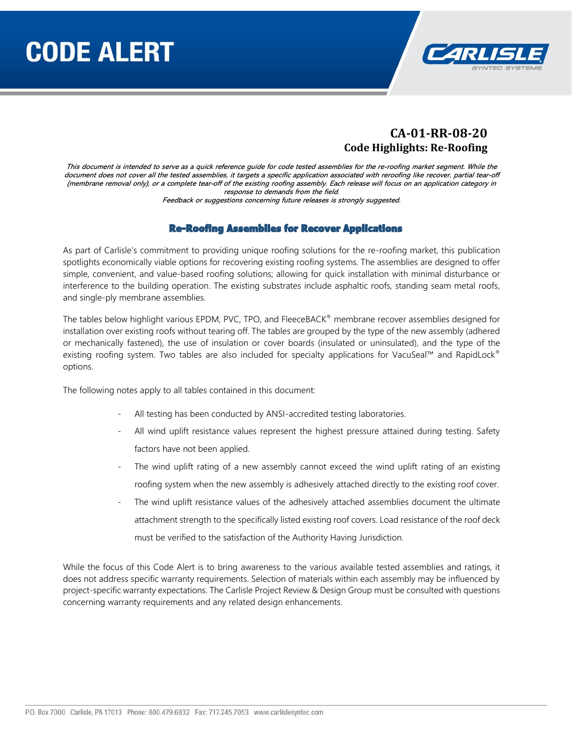# CODE ALERT

CARLISLE SYNTEC SYSTEMS

## CA-01-RR-08-20
## Code Highlights: Re-Roofing

*This document is intended to serve as a quick reference guide for code tested assemblies for the re-roofing market segment. While the document does not cover all the tested assemblies, it targets a specific application associated with reroofing like recover, partial tear-off (membrane removal only), or a complete tear-off of the existing roofing assembly. Each release will focus on an application category in response to demands from the field.*
*Feedback or suggestions concerning future releases is strongly suggested.*

### Re-Roofing Assemblies for Recover Applications

As part of Carlisle's commitment to providing unique roofing solutions for the re-roofing market, this publication spotlights economically viable options for recovering existing roofing systems. The assemblies are designed to offer simple, convenient, and value-based roofing solutions; allowing for quick installation with minimal disturbance or interference to the building operation. The existing substrates include asphaltic roofs, standing seam metal roofs, and single-ply membrane assemblies.

The tables below highlight various EPDM, PVC, TPO, and FleeceBACK® membrane recover assemblies designed for installation over existing roofs without tearing off. The tables are grouped by the type of the new assembly (adhered or mechanically fastened), the use of insulation or cover boards (insulated or uninsulated), and the type of the existing roofing system. Two tables are also included for specialty applications for VacuSeal™ and RapidLock® options.

The following notes apply to all tables contained in this document:

- All testing has been conducted by ANSI-accredited testing laboratories.
- All wind uplift resistance values represent the highest pressure attained during testing. Safety factors have not been applied.
- The wind uplift rating of a new assembly cannot exceed the wind uplift rating of an existing roofing system when the new assembly is adhesively attached directly to the existing roof cover.
- The wind uplift resistance values of the adhesively attached assemblies document the ultimate attachment strength to the specifically listed existing roof covers. Load resistance of the roof deck must be verified to the satisfaction of the Authority Having Jurisdiction.

While the focus of this Code Alert is to bring awareness to the various available tested assemblies and ratings, it does not address specific warranty requirements. Selection of materials within each assembly may be influenced by project-specific warranty expectations. The Carlisle Project Review & Design Group must be consulted with questions concerning warranty requirements and any related design enhancements.

P.O. Box 7000 Carlisle, PA 17013 Phone: 800.479.6832 Fax: 717.245.7053 www.carlislesyntec.com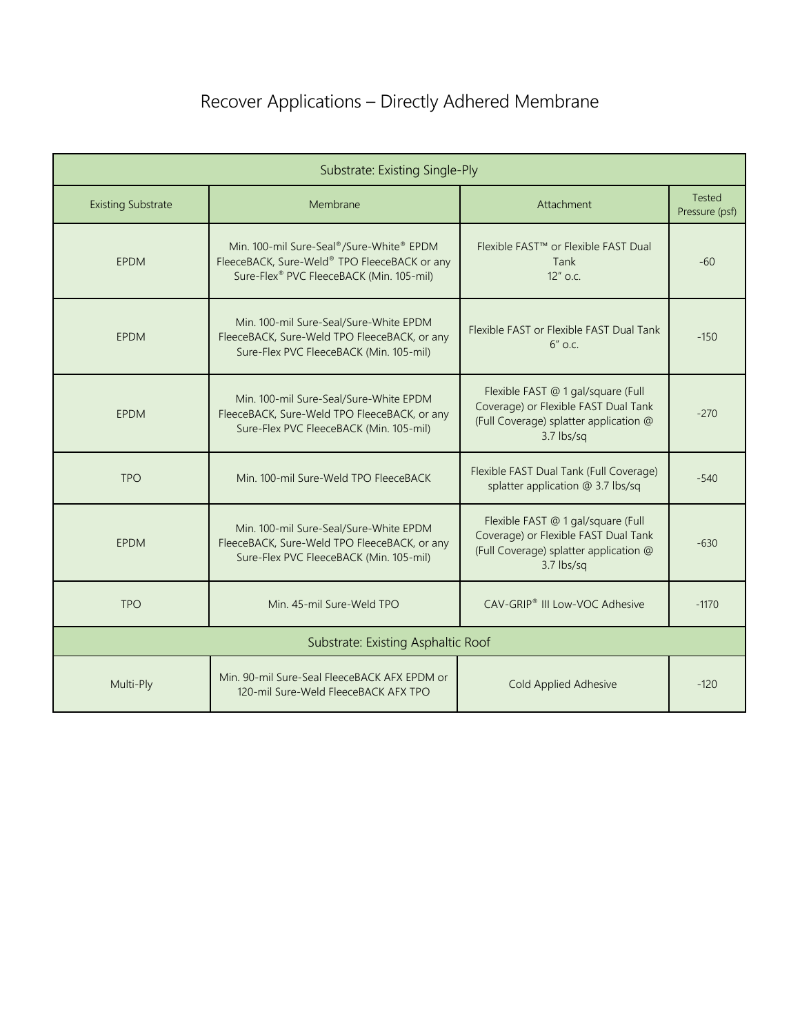# Recover Applications – Directly Adhered Membrane

| Substrate: Existing Single-Ply | | | |
|---|---|---|---|
| Existing Substrate | Membrane | Attachment | Tested Pressure (psf) |
| EPDM | Min. 100-mil Sure-Seal®/Sure-White® EPDM FleeceBACK, Sure-Weld® TPO FleeceBACK or any Sure-Flex® PVC FleeceBACK (Min. 105-mil) | Flexible FAST™ or Flexible FAST Dual Tank 12" o.c. | -60 |
| EPDM | Min. 100-mil Sure-Seal/Sure-White EPDM FleeceBACK, Sure-Weld TPO FleeceBACK, or any Sure-Flex PVC FleeceBACK (Min. 105-mil) | Flexible FAST or Flexible FAST Dual Tank 6" o.c. | -150 |
| EPDM | Min. 100-mil Sure-Seal/Sure-White EPDM FleeceBACK, Sure-Weld TPO FleeceBACK, or any Sure-Flex PVC FleeceBACK (Min. 105-mil) | Flexible FAST @ 1 gal/square (Full Coverage) or Flexible FAST Dual Tank (Full Coverage) splatter application @ 3.7 lbs/sq | -270 |
| TPO | Min. 100-mil Sure-Weld TPO FleeceBACK | Flexible FAST Dual Tank (Full Coverage) splatter application @ 3.7 lbs/sq | -540 |
| EPDM | Min. 100-mil Sure-Seal/Sure-White EPDM FleeceBACK, Sure-Weld TPO FleeceBACK, or any Sure-Flex PVC FleeceBACK (Min. 105-mil) | Flexible FAST @ 1 gal/square (Full Coverage) or Flexible FAST Dual Tank (Full Coverage) splatter application @ 3.7 lbs/sq | -630 |
| TPO | Min. 45-mil Sure-Weld TPO | CAV-GRIP® III Low-VOC Adhesive | -1170 |
| **Substrate: Existing Asphaltic Roof** | | | |
| Multi-Ply | Min. 90-mil Sure-Seal FleeceBACK AFX EPDM or 120-mil Sure-Weld FleeceBACK AFX TPO | Cold Applied Adhesive | -120 |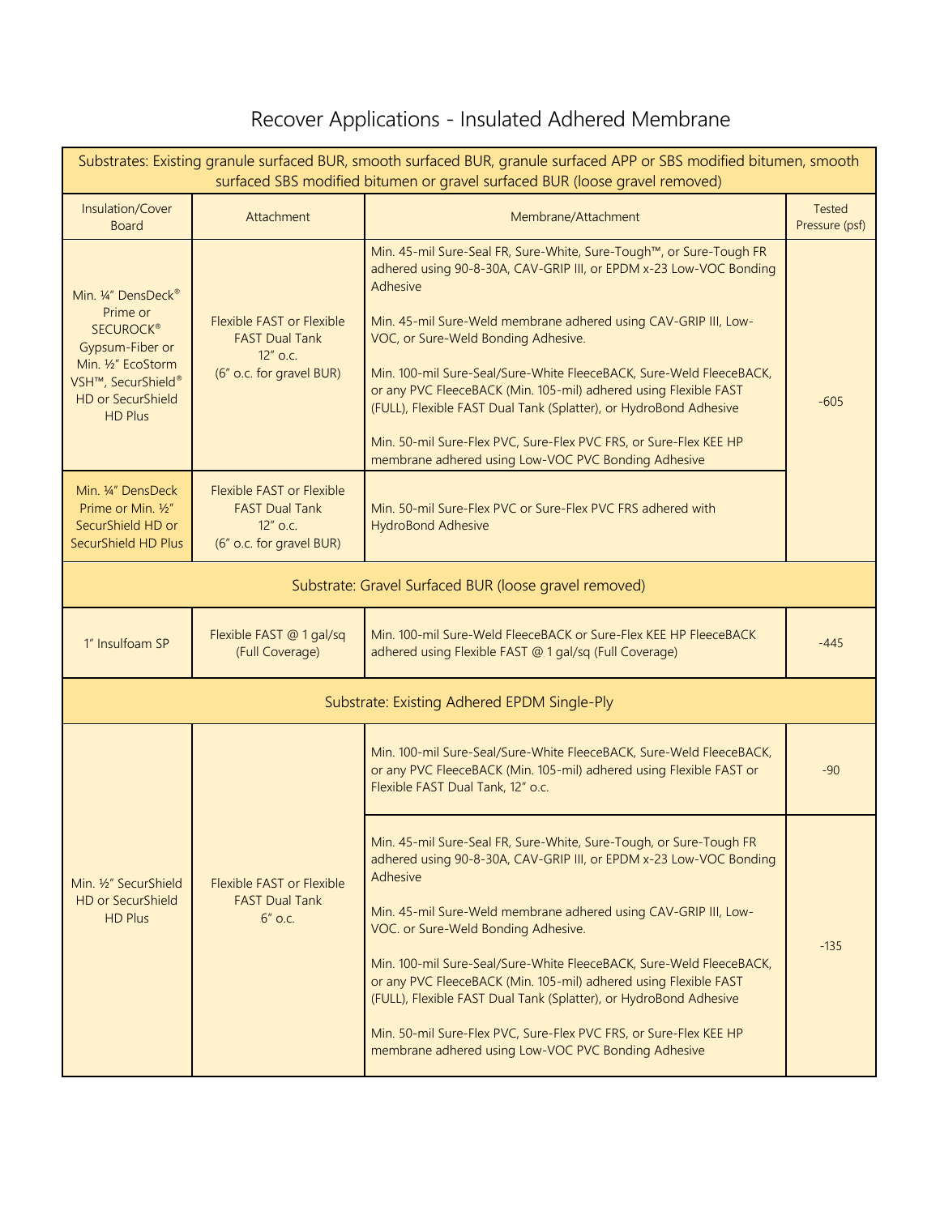# Recover Applications - Insulated Adhered Membrane

| Insulation/Cover Board | Attachment | Membrane/Attachment | Tested Pressure (psf) |
|---|---|---|---|
| **Substrates: Existing granule surfaced BUR, smooth surfaced BUR, granule surfaced APP or SBS modified bitumen, smooth surfaced SBS modified bitumen or gravel surfaced BUR (loose gravel removed)** | | | |
| Min. ¼" DensDeck® Prime or SECUROCK® Gypsum-Fiber or Min. ½" EcoStorm VSH™, SecurShield® HD or SecurShield HD Plus | Flexible FAST or Flexible FAST Dual Tank 12" o.c. (6" o.c. for gravel BUR) | Min. 45-mil Sure-Seal FR, Sure-White, Sure-Tough™, or Sure-Tough FR adhered using 90-8-30A, CAV-GRIP III, or EPDM x-23 Low-VOC Bonding Adhesive<br><br>Min. 45-mil Sure-Weld membrane adhered using CAV-GRIP III, Low-VOC, or Sure-Weld Bonding Adhesive.<br><br>Min. 100-mil Sure-Seal/Sure-White FleeceBACK, Sure-Weld FleeceBACK, or any PVC FleeceBACK (Min. 105-mil) adhered using Flexible FAST (FULL), Flexible FAST Dual Tank (Splatter), or HydroBond Adhesive<br><br>Min. 50-mil Sure-Flex PVC, Sure-Flex PVC FRS, or Sure-Flex KEE HP membrane adhered using Low-VOC PVC Bonding Adhesive | -605 |
| Min. ¼" DensDeck Prime or Min. ½" SecurShield HD or SecurShield HD Plus | Flexible FAST or Flexible FAST Dual Tank 12" o.c. (6" o.c. for gravel BUR) | Min. 50-mil Sure-Flex PVC or Sure-Flex PVC FRS adhered with HydroBond Adhesive | -605 |
| **Substrate: Gravel Surfaced BUR (loose gravel removed)** | | | |
| 1" Insulfoam SP | Flexible FAST @ 1 gal/sq (Full Coverage) | Min. 100-mil Sure-Weld FleeceBACK or Sure-Flex KEE HP FleeceBACK adhered using Flexible FAST @ 1 gal/sq (Full Coverage) | -445 |
| **Substrate: Existing Adhered EPDM Single-Ply** | | | |
| Min. ½" SecurShield HD or SecurShield HD Plus | Flexible FAST or Flexible FAST Dual Tank 6" o.c. | Min. 100-mil Sure-Seal/Sure-White FleeceBACK, Sure-Weld FleeceBACK, or any PVC FleeceBACK (Min. 105-mil) adhered using Flexible FAST or Flexible FAST Dual Tank, 12" o.c. | -90 |
| Min. ½" SecurShield HD or SecurShield HD Plus | Flexible FAST or Flexible FAST Dual Tank 6" o.c. | Min. 45-mil Sure-Seal FR, Sure-White, Sure-Tough, or Sure-Tough FR adhered using 90-8-30A, CAV-GRIP III, or EPDM x-23 Low-VOC Bonding Adhesive<br><br>Min. 45-mil Sure-Weld membrane adhered using CAV-GRIP III, Low-VOC. or Sure-Weld Bonding Adhesive.<br><br>Min. 100-mil Sure-Seal/Sure-White FleeceBACK, Sure-Weld FleeceBACK, or any PVC FleeceBACK (Min. 105-mil) adhered using Flexible FAST (FULL), Flexible FAST Dual Tank (Splatter), or HydroBond Adhesive<br><br>Min. 50-mil Sure-Flex PVC, Sure-Flex PVC FRS, or Sure-Flex KEE HP membrane adhered using Low-VOC PVC Bonding Adhesive | -135 |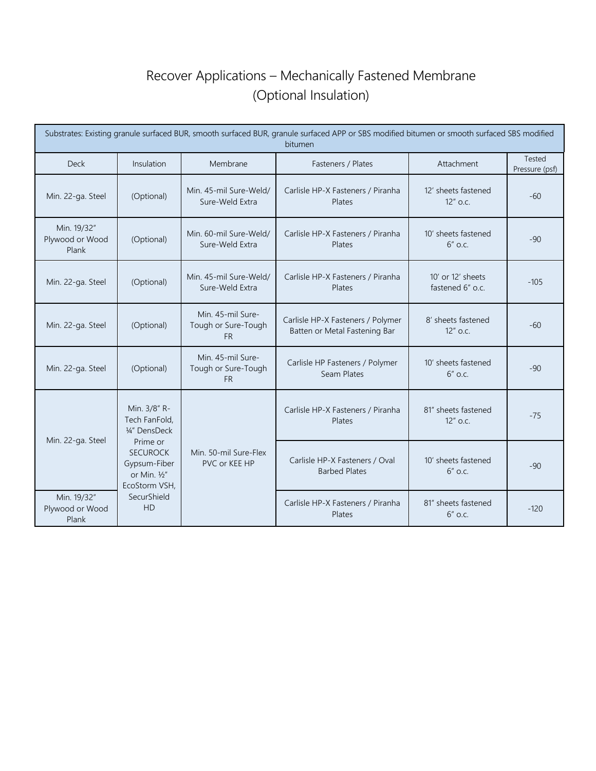# Recover Applications – Mechanically Fastened Membrane (Optional Insulation)

| Substrates: Existing granule surfaced BUR, smooth surfaced BUR, granule surfaced APP or SBS modified bitumen or smooth surfaced SBS modified bitumen | | | | | |
|---|---|---|---|---|---|
| Deck | Insulation | Membrane | Fasteners / Plates | Attachment | Tested Pressure (psf) |
| Min. 22-ga. Steel | (Optional) | Min. 45-mil Sure-Weld/ Sure-Weld Extra | Carlisle HP-X Fasteners / Piranha Plates | 12' sheets fastened 12" o.c. | -60 |
| Min. 19/32" Plywood or Wood Plank | (Optional) | Min. 60-mil Sure-Weld/ Sure-Weld Extra | Carlisle HP-X Fasteners / Piranha Plates | 10' sheets fastened 6" o.c. | -90 |
| Min. 22-ga. Steel | (Optional) | Min. 45-mil Sure-Weld/ Sure-Weld Extra | Carlisle HP-X Fasteners / Piranha Plates | 10' or 12' sheets fastened 6" o.c. | -105 |
| Min. 22-ga. Steel | (Optional) | Min. 45-mil Sure-Tough or Sure-Tough FR | Carlisle HP-X Fasteners / Polymer Batten or Metal Fastening Bar | 8' sheets fastened 12" o.c. | -60 |
| Min. 22-ga. Steel | (Optional) | Min. 45-mil Sure-Tough or Sure-Tough FR | Carlisle HP Fasteners / Polymer Seam Plates | 10' sheets fastened 6" o.c. | -90 |
| Min. 22-ga. Steel | Min. 3/8" R-Tech FanFold, ¼" DensDeck Prime or SECUROCK Gypsum-Fiber or Min. ½" EcoStorm VSH, SecurShield HD | Min. 50-mil Sure-Flex PVC or KEE HP | Carlisle HP-X Fasteners / Piranha Plates | 81" sheets fastened 12" o.c. | -75 |
| Min. 22-ga. Steel | Min. 3/8" R-Tech FanFold, ¼" DensDeck Prime or SECUROCK Gypsum-Fiber or Min. ½" EcoStorm VSH, SecurShield HD | Min. 50-mil Sure-Flex PVC or KEE HP | Carlisle HP-X Fasteners / Oval Barbed Plates | 10' sheets fastened 6" o.c. | -90 |
| Min. 19/32" Plywood or Wood Plank | Min. 3/8" R-Tech FanFold, ¼" DensDeck Prime or SECUROCK Gypsum-Fiber or Min. ½" EcoStorm VSH, SecurShield HD | Min. 50-mil Sure-Flex PVC or KEE HP | Carlisle HP-X Fasteners / Piranha Plates | 81" sheets fastened 6" o.c. | -120 |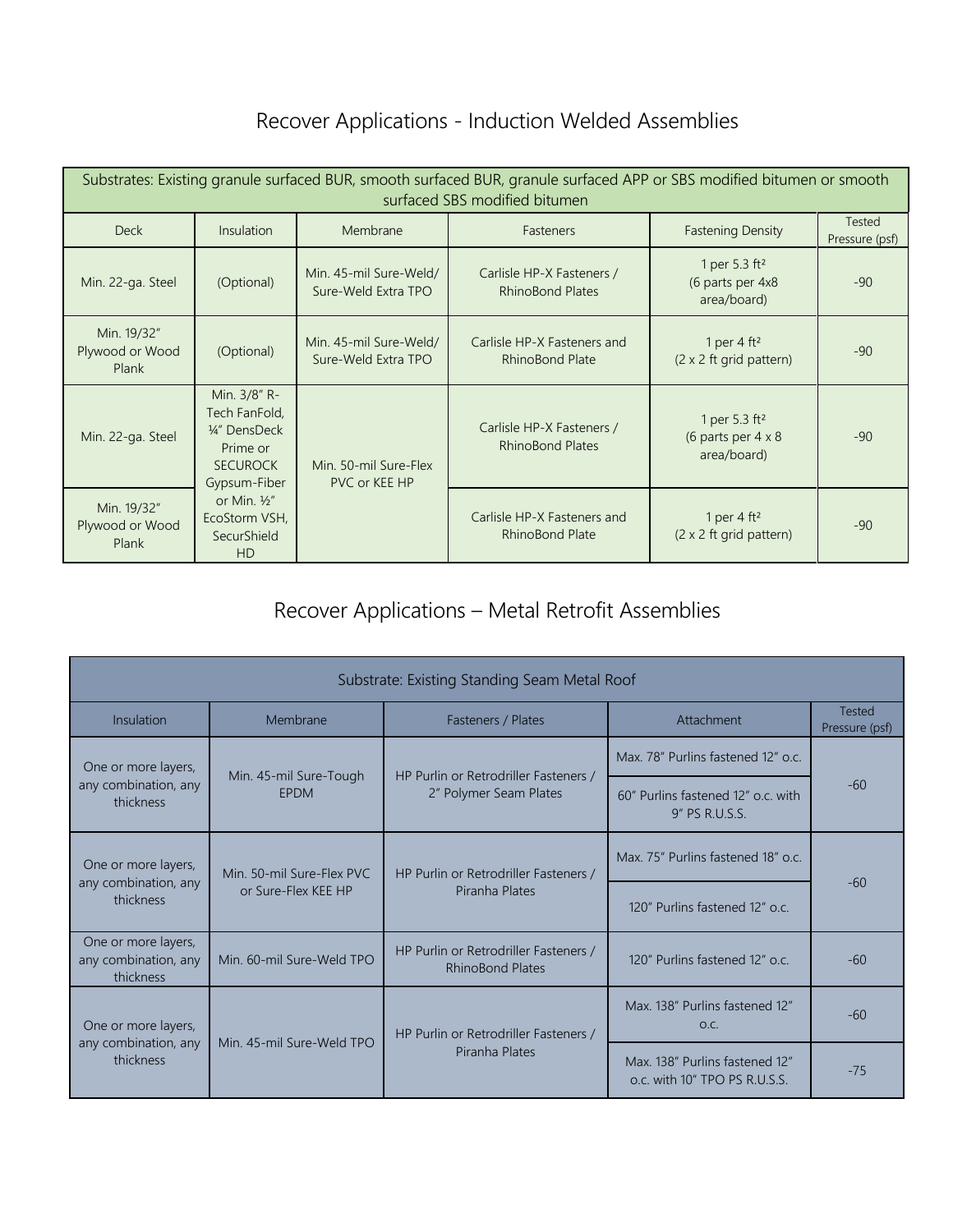## Recover Applications - Induction Welded Assemblies

| Substrates: Existing granule surfaced BUR, smooth surfaced BUR, granule surfaced APP or SBS modified bitumen or smooth surfaced SBS modified bitumen | | | | | |
|---|---|---|---|---|---|
| Deck | Insulation | Membrane | Fasteners | Fastening Density | Tested Pressure (psf) |
| Min. 22-ga. Steel | (Optional) | Min. 45-mil Sure-Weld/ Sure-Weld Extra TPO | Carlisle HP-X Fasteners / RhinoBond Plates | 1 per 5.3 ft² (6 parts per 4x8 area/board) | -90 |
| Min. 19/32" Plywood or Wood Plank | (Optional) | Min. 45-mil Sure-Weld/ Sure-Weld Extra TPO | Carlisle HP-X Fasteners and RhinoBond Plate | 1 per 4 ft² (2 x 2 ft grid pattern) | -90 |
| Min. 22-ga. Steel | Min. 3/8" R-Tech FanFold, ¼" DensDeck Prime or SECUROCK Gypsum-Fiber or Min. ½" EcoStorm VSH, SecurShield HD | Min. 50-mil Sure-Flex PVC or KEE HP | Carlisle HP-X Fasteners / RhinoBond Plates | 1 per 5.3 ft² (6 parts per 4 x 8 area/board) | -90 |
| Min. 19/32" Plywood or Wood Plank | | | Carlisle HP-X Fasteners and RhinoBond Plate | 1 per 4 ft² (2 x 2 ft grid pattern) | -90 |

## Recover Applications – Metal Retrofit Assemblies

| Substrate: Existing Standing Seam Metal Roof | | | | |
|---|---|---|---|---|
| Insulation | Membrane | Fasteners / Plates | Attachment | Tested Pressure (psf) |
| One or more layers, any combination, any thickness | Min. 45-mil Sure-Tough EPDM | HP Purlin or Retrodriller Fasteners / 2" Polymer Seam Plates | Max. 78" Purlins fastened 12" o.c. | -60 |
| | | | 60" Purlins fastened 12" o.c. with 9" PS R.U.S.S. | |
| One or more layers, any combination, any thickness | Min. 50-mil Sure-Flex PVC or Sure-Flex KEE HP | HP Purlin or Retrodriller Fasteners / Piranha Plates | Max. 75" Purlins fastened 18" o.c. | -60 |
| | | | 120" Purlins fastened 12" o.c. | |
| One or more layers, any combination, any thickness | Min. 60-mil Sure-Weld TPO | HP Purlin or Retrodriller Fasteners / RhinoBond Plates | 120" Purlins fastened 12" o.c. | -60 |
| One or more layers, any combination, any thickness | Min. 45-mil Sure-Weld TPO | HP Purlin or Retrodriller Fasteners / Piranha Plates | Max. 138" Purlins fastened 12" o.c. | -60 |
| | | | Max. 138" Purlins fastened 12" o.c. with 10" TPO PS R.U.S.S. | -75 |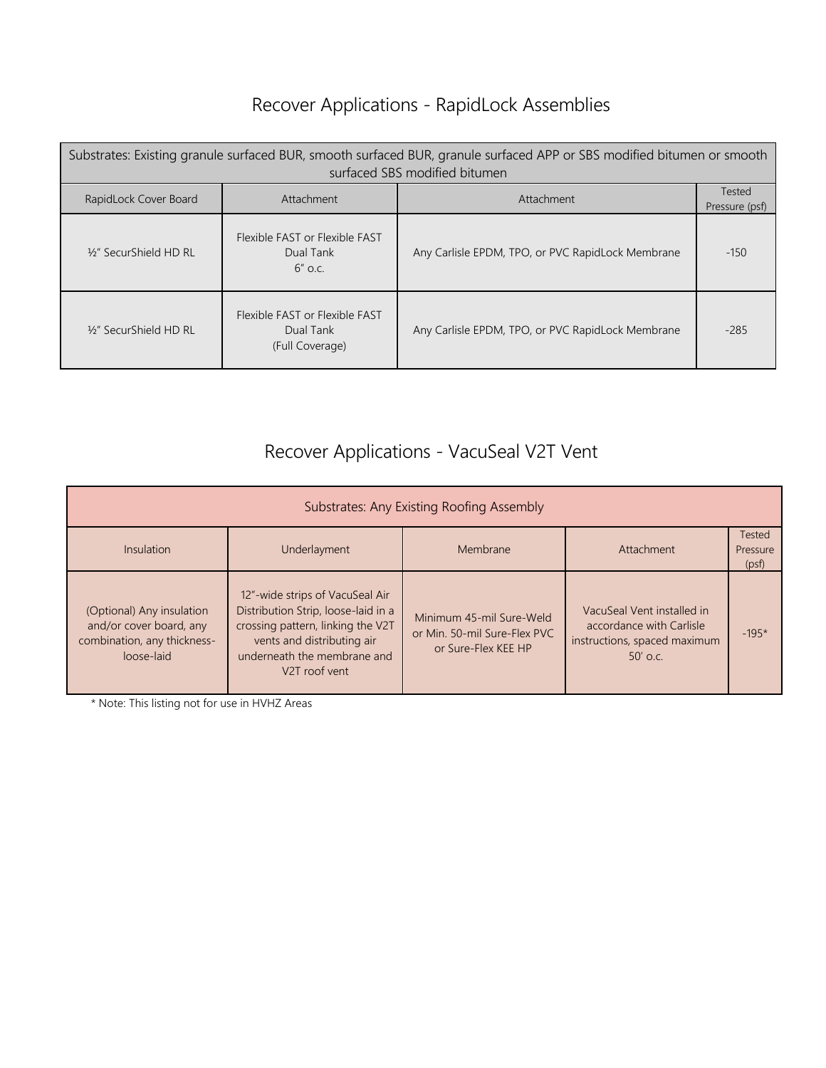## Recover Applications - RapidLock Assemblies

| Substrates: Existing granule surfaced BUR, smooth surfaced BUR, granule surfaced APP or SBS modified bitumen or smooth surfaced SBS modified bitumen | | | |
|---|---|---|---|
| RapidLock Cover Board | Attachment | Attachment | Tested Pressure (psf) |
| ½" SecurShield HD RL | Flexible FAST or Flexible FAST Dual Tank 6" o.c. | Any Carlisle EPDM, TPO, or PVC RapidLock Membrane | -150 |
| ½" SecurShield HD RL | Flexible FAST or Flexible FAST Dual Tank (Full Coverage) | Any Carlisle EPDM, TPO, or PVC RapidLock Membrane | -285 |

## Recover Applications - VacuSeal V2T Vent

| Substrates: Any Existing Roofing Assembly | | | | |
|---|---|---|---|---|
| Insulation | Underlayment | Membrane | Attachment | Tested Pressure (psf) |
| (Optional) Any insulation and/or cover board, any combination, any thickness-loose-laid | 12"-wide strips of VacuSeal Air Distribution Strip, loose-laid in a crossing pattern, linking the V2T vents and distributing air underneath the membrane and V2T roof vent | Minimum 45-mil Sure-Weld or Min. 50-mil Sure-Flex PVC or Sure-Flex KEE HP | VacuSeal Vent installed in accordance with Carlisle instructions, spaced maximum 50' o.c. | -195* |

* Note: This listing not for use in HVHZ Areas